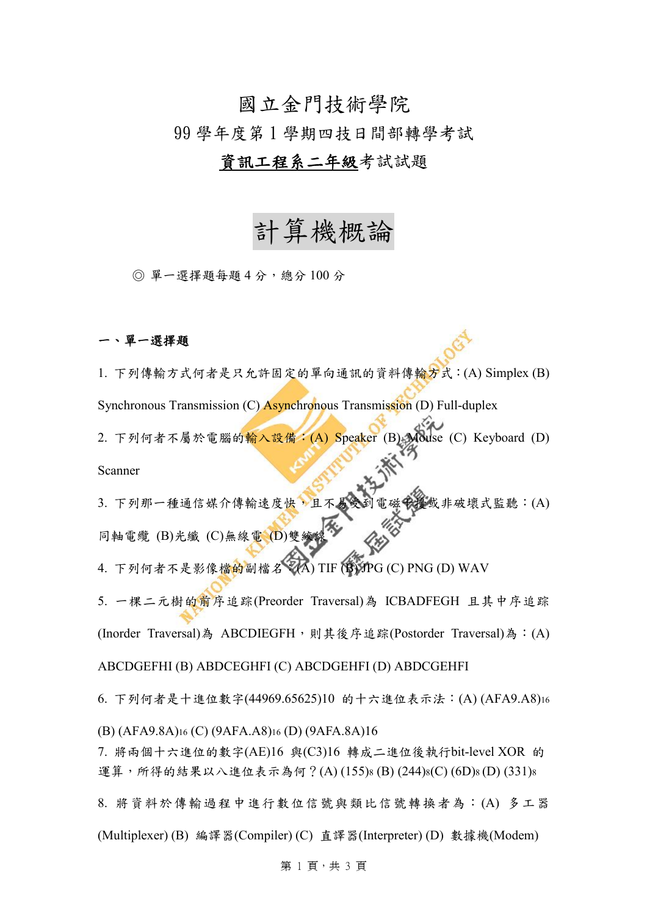# 國立金門技術學院

## 99 學年度第 1 學期四技日間部轉學考試

## 資訊工程系二年級考試試題

# 計算機概論

◎ 單一選擇題每題 4 分，總分 100 分

### 一、單一選擇題

1. 下列傳輸方式何者是只允許固定的單向通訊的資料傳輸方式：(A) Simplex (B) Synchronous Transmission (C) Asynchronous Transmission (D) Full-duplex

2. 下列何者不屬於電腦的輸入設備：(A) Speaker (B) Mouse (C) Keyboard (D) Scanner

3. 下列那一種通信媒介傳輸速度快，且不易受到電磁干擾或非破壞式監聽：(A)同軸電纜 (B)光纖 (C)無線電 (D)雙絞線

4. 下列何者不是影像檔的副檔名：(A) TIF (B) JPG (C) PNG (D) WAV

5. 一棵二元樹的前序追蹤(Preorder Traversal)為 ICBADFEGH 且其中序追蹤(Inorder Traversal)為 ABCDIEGFH，則其後序追蹤(Postorder Traversal)為：(A) ABCDGEFHI (B) ABDCEGHFI (C) ABCDGEHFI (D) ABDCGEHFI

6. 下列何者是十進位數字$(44969.65625)_{10}$ 的十六進位表示法：(A) $(AFA9.A8)_{16}$ (B) $(AFA9.8A)_{16}$ (C) $(9AFA.A8)_{16}$ (D) $(9AFA.8A)_{16}$

7. 將兩個十六進位的數字$(AE)_{16}$ 與$(C3)_{16}$ 轉成二進位後執行bit-level XOR 的運算，所得的結果以八進位表示為何？(A) $(155)_8$ (B) $(244)_8$ (C) $(6D)_8$ (D) $(331)_8$

8. 將資料於傳輸過程中進行數位信號與類比信號轉換者為：(A) 多工器(Multiplexer) (B) 編譯器(Compiler) (C) 直譯器(Interpreter) (D) 數據機(Modem)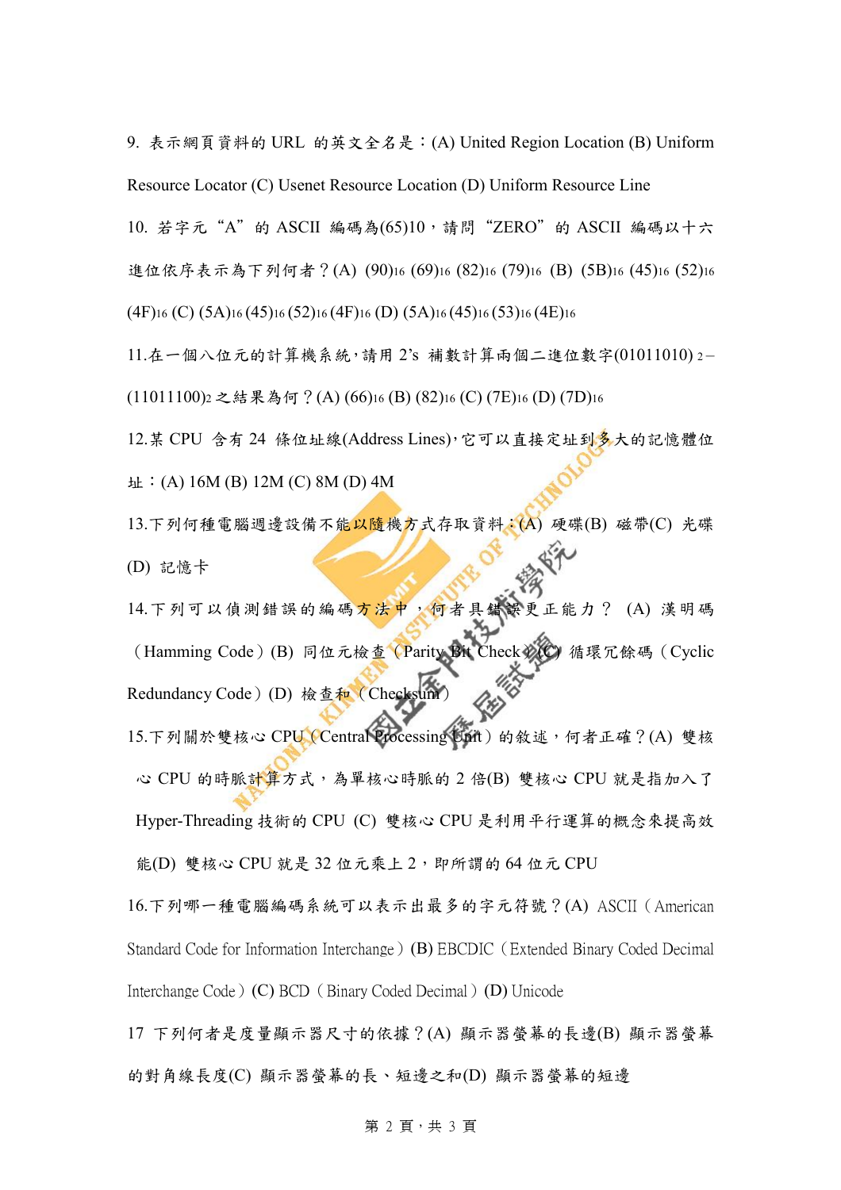9. 表示網頁資料的 URL 的英文全名是：(A) United Region Location (B) Uniform Resource Locator (C) Usenet Resource Location (D) Uniform Resource Line

10. 若字元“A”的 ASCII 編碼為$(65)_{10}$，請問“ZERO”的 ASCII 編碼以十六進位依序表示為下列何者？(A) $(90)_{16}$ $(69)_{16}$ $(82)_{16}$ $(79)_{16}$ (B) $(5B)_{16}$ $(45)_{16}$ $(52)_{16}$ $(4F)_{16}$ (C) $(5A)_{16}$ $(45)_{16}$ $(52)_{16}$ $(4F)_{16}$ (D) $(5A)_{16}$ $(45)_{16}$ $(53)_{16}$ $(4E)_{16}$

11.在一個八位元的計算機系統，請用 2's 補數計算兩個二進位數字$(01011010)_2 - (11011100)_2$之結果為何？(A) $(66)_{16}$ (B) $(82)_{16}$ (C) $(7E)_{16}$ (D) $(7D)_{16}$

12.某 CPU 含有 24 條位址線(Address Lines)，它可以直接定址到多大的記憶體位址：(A) 16M (B) 12M (C) 8M (D) 4M

13.下列何種電腦週邊設備不能以隨機方式存取資料：(A) 硬碟(B) 磁帶(C) 光碟 (D) 記憶卡

14.下列可以偵測錯誤的編碼方法中，何者具錯誤更正能力？ (A) 漢明碼（Hamming Code）(B) 同位元檢查（Parity Bit Check）(C) 循環冗餘碼（Cyclic Redundancy Code）(D) 檢查和（Checksum）

15.下列關於雙核心 CPU（Central Processing Unit）的敘述，何者正確？(A) 雙核心 CPU 的時脈計算方式，為單核心時脈的 2 倍(B) 雙核心 CPU 就是指加入了 Hyper-Threading 技術的 CPU (C) 雙核心 CPU 是利用平行運算的概念來提高效能(D) 雙核心 CPU 就是 32 位元乘上 2，即所謂的 64 位元 CPU

16.下列哪一種電腦編碼系統可以表示出最多的字元符號？(A) ASCII（American Standard Code for Information Interchange）(B) EBCDIC（Extended Binary Coded Decimal Interchange Code）(C) BCD（Binary Coded Decimal）(D) Unicode

17 下列何者是度量顯示器尺寸的依據？(A) 顯示器螢幕的長邊(B) 顯示器螢幕的對角線長度(C) 顯示器螢幕的長、短邊之和(D) 顯示器螢幕的短邊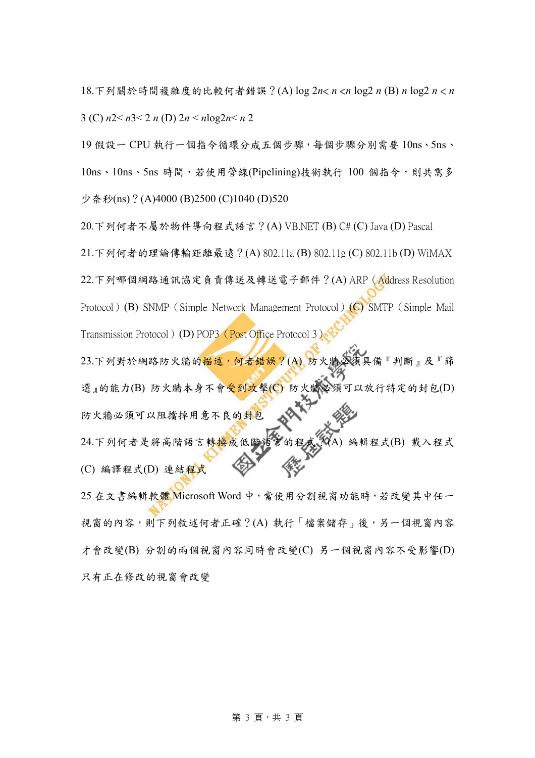18.下列關於時間複雜度的比較何者錯誤？(A) $\log 2n < n < n \log 2\ n$ (B) $n \log 2\ n < n\ 3$ (C) $n2 < n3 < 2\ n$ (D) $2n < n\log 2n < n\ 2$

19 假設一 CPU 執行一個指令循環分成五個步驟，每個步驟分別需要 10ns、5ns、10ns、10ns、5ns 時間，若使用管線(Pipelining)技術執行 100 個指令，則共需多少奈秒(ns)？(A)4000 (B)2500 (C)1040 (D)520

20.下列何者不屬於物件導向程式語言？(A) VB.NET (B) C# (C) Java (D) Pascal

21.下列何者的理論傳輸距離最遠？(A) 802.11a (B) 802.11g (C) 802.11b (D) WiMAX

22.下列哪個網路通訊協定負責傳送及轉送電子郵件？(A) ARP（Address Resolution Protocol）(B) SNMP（Simple Network Management Protocol）(C) SMTP（Simple Mail Transmission Protocol）(D) POP3（Post Office Protocol 3）

23.下列對於網路防火牆的描述，何者錯誤？(A) 防火牆必須具備『判斷』及『篩選』的能力(B) 防火牆本身不會受到攻擊(C) 防火牆必須可以放行特定的封包(D) 防火牆必須可以阻擋掉用意不良的封包

24.下列何者是將高階語言轉換成低階語言的程式？(A) 編輯程式(B) 載入程式(C) 編譯程式(D) 連結程式

25 在文書編輯軟體 Microsoft Word 中，當使用分割視窗功能時，若改變其中任一視窗的內容，則下列敘述何者正確？(A) 執行「檔案儲存」後，另一個視窗內容才會改變(B) 分割的兩個視窗內容同時會改變(C) 另一個視窗內容不受影響(D) 只有正在修改的視窗會改變